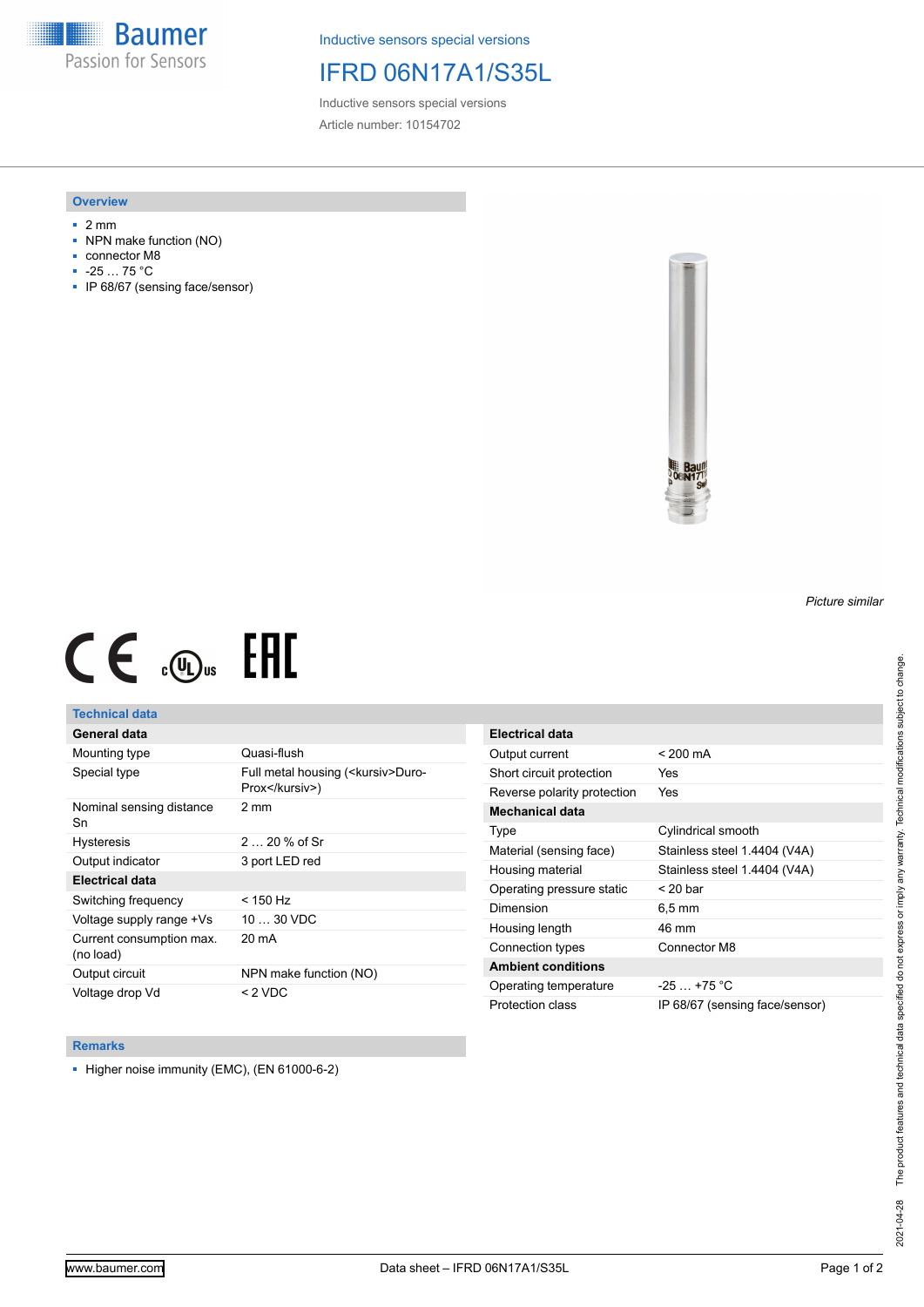Inductive sensors special versions

# IFRD 06N17A1/S35L

Inductive sensors special versions

Article number: 10154702

## Overview

- 2 mm
- NPN make function (NO)
- connector M8
- -25 … 75 °C
- IP 68/67 (sensing face/sensor)

*Picture similar*

## Technical data

| General data | |
|---|---|
| Mounting type | Quasi-flush |
| Special type | Full metal housing (<kursiv>Duro-Prox</kursiv>) |
| Nominal sensing distance Sn | 2 mm |
| Hysteresis | 2 … 20 % of Sr |
| Output indicator | 3 port LED red |
| **Electrical data** | |
| Switching frequency | < 150 Hz |
| Voltage supply range +Vs | 10 … 30 VDC |
| Current consumption max. (no load) | 20 mA |
| Output circuit | NPN make function (NO) |
| Voltage drop Vd | < 2 VDC |

| Electrical data | |
|---|---|
| Output current | < 200 mA |
| Short circuit protection | Yes |
| Reverse polarity protection | Yes |
| **Mechanical data** | |
| Type | Cylindrical smooth |
| Material (sensing face) | Stainless steel 1.4404 (V4A) |
| Housing material | Stainless steel 1.4404 (V4A) |
| Operating pressure static | < 20 bar |
| Dimension | 6,5 mm |
| Housing length | 46 mm |
| Connection types | Connector M8 |
| **Ambient conditions** | |
| Operating temperature | -25 … +75 °C |
| Protection class | IP 68/67 (sensing face/sensor) |

## Remarks

- Higher noise immunity (EMC), (EN 61000-6-2)

2021-04-28 The product features and technical data specified do not express or imply any warranty. Technical modifications subject to change.

www.baumer.com — Data sheet – IFRD 06N17A1/S35L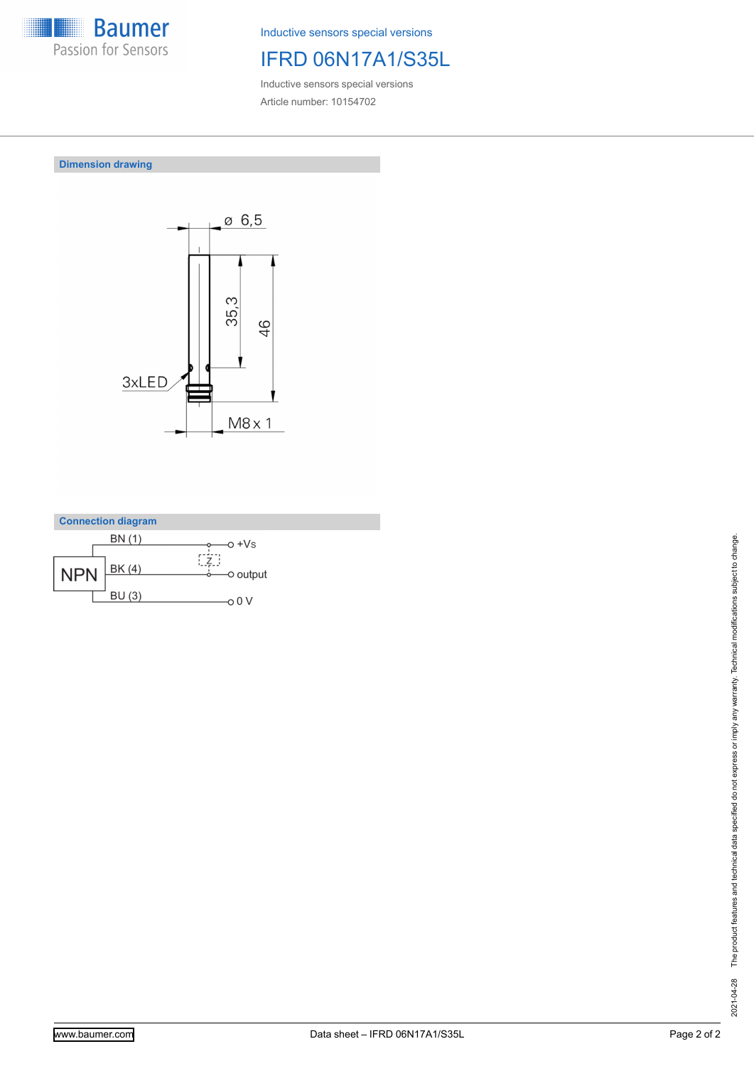Inductive sensors special versions

# IFRD 06N17A1/S35L

Inductive sensors special versions

Article number: 10154702

## Dimension drawing

ø 6,5

35,3

46

3xLED

M8 x 1

## Connection diagram

NPN

BN (1)

BK (4)

BU (3)

Z

+Vs

output

0 V

The product features and technical data specified do not express or imply any warranty. Technical modifications subject to change.

2021-04-28

www.baumer.com

Data sheet – IFRD 06N17A1/S35L